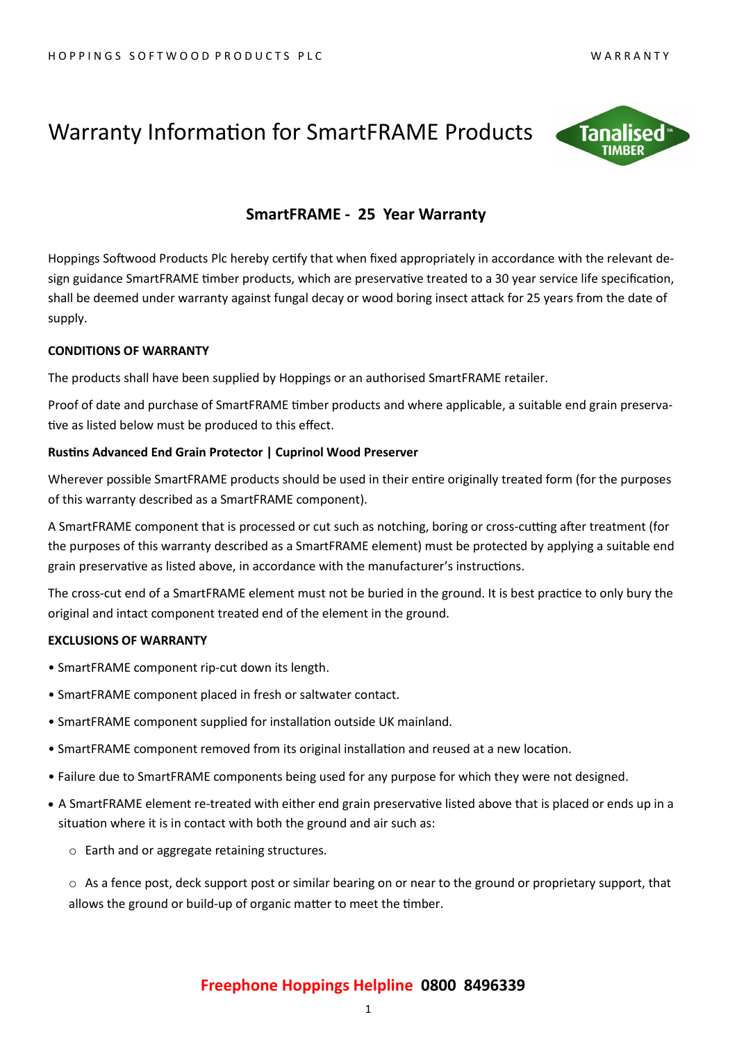# Warranty Information for SmartFRAME Products

## SmartFRAME - 25 Year Warranty

Hoppings Softwood Products Plc hereby certify that when fixed appropriately in accordance with the relevant design guidance SmartFRAME timber products, which are preservative treated to a 30 year service life specification, shall be deemed under warranty against fungal decay or wood boring insect attack for 25 years from the date of supply.

**CONDITIONS OF WARRANTY**

The products shall have been supplied by Hoppings or an authorised SmartFRAME retailer.

Proof of date and purchase of SmartFRAME timber products and where applicable, a suitable end grain preservative as listed below must be produced to this effect.

**Rustins Advanced End Grain Protector | Cuprinol Wood Preserver**

Wherever possible SmartFRAME products should be used in their entire originally treated form (for the purposes of this warranty described as a SmartFRAME component).

A SmartFRAME component that is processed or cut such as notching, boring or cross-cutting after treatment (for the purposes of this warranty described as a SmartFRAME element) must be protected by applying a suitable end grain preservative as listed above, in accordance with the manufacturer's instructions.

The cross-cut end of a SmartFRAME element must not be buried in the ground. It is best practice to only bury the original and intact component treated end of the element in the ground.

**EXCLUSIONS OF WARRANTY**

- SmartFRAME component rip-cut down its length.
- SmartFRAME component placed in fresh or saltwater contact.
- SmartFRAME component supplied for installation outside UK mainland.
- SmartFRAME component removed from its original installation and reused at a new location.
- Failure due to SmartFRAME components being used for any purpose for which they were not designed.
- A SmartFRAME element re-treated with either end grain preservative listed above that is placed or ends up in a situation where it is in contact with both the ground and air such as:
  - Earth and or aggregate retaining structures.
  - As a fence post, deck support post or similar bearing on or near to the ground or proprietary support, that allows the ground or build-up of organic matter to meet the timber.

**Freephone Hoppings Helpline 0800 8496339**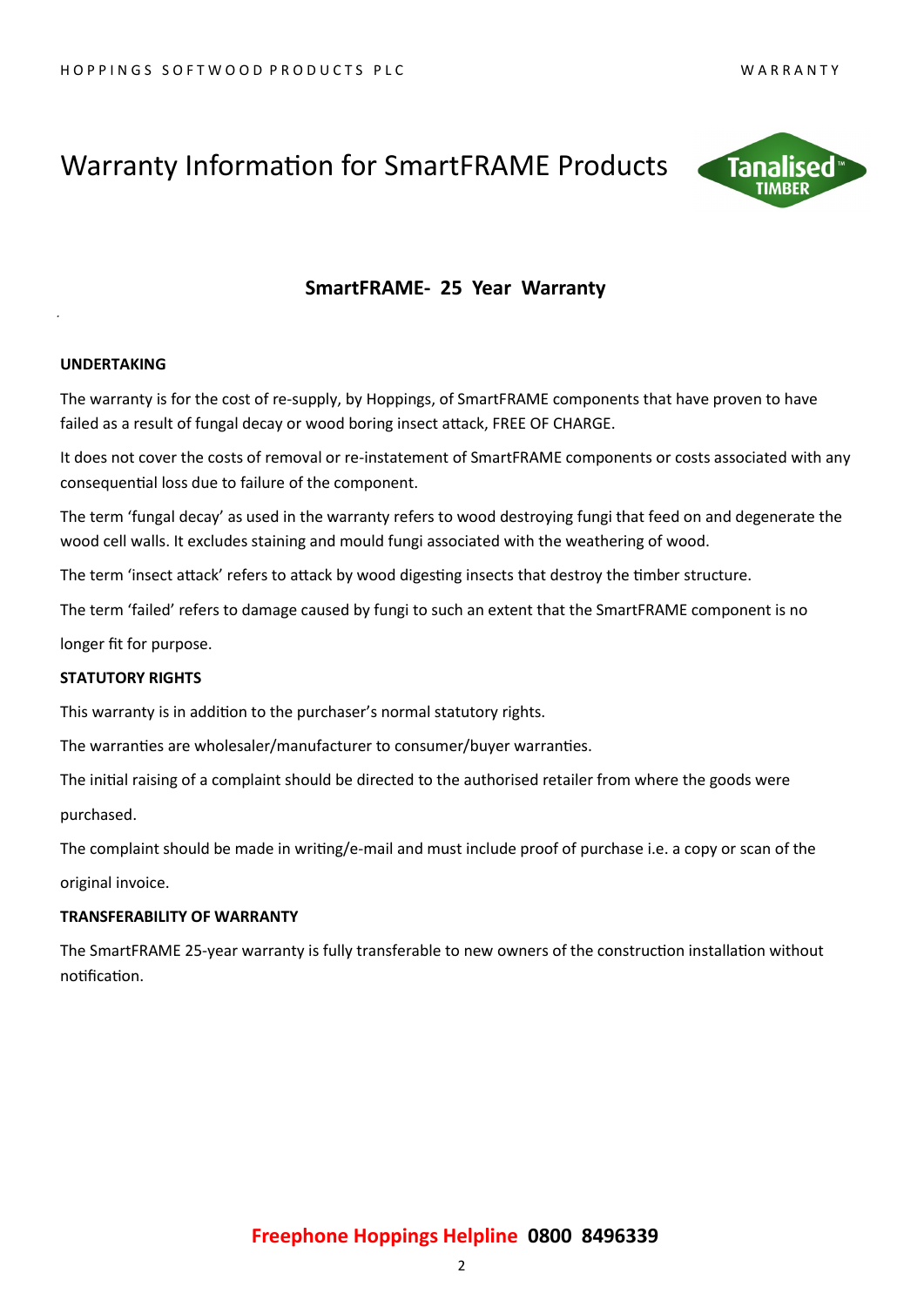# Warranty Information for SmartFRAME Products

## SmartFRAME- 25 Year Warranty

**UNDERTAKING**

The warranty is for the cost of re-supply, by Hoppings, of SmartFRAME components that have proven to have failed as a result of fungal decay or wood boring insect attack, FREE OF CHARGE.

It does not cover the costs of removal or re-instatement of SmartFRAME components or costs associated with any consequential loss due to failure of the component.

The term 'fungal decay' as used in the warranty refers to wood destroying fungi that feed on and degenerate the wood cell walls. It excludes staining and mould fungi associated with the weathering of wood.

The term 'insect attack' refers to attack by wood digesting insects that destroy the timber structure.

The term 'failed' refers to damage caused by fungi to such an extent that the SmartFRAME component is no longer fit for purpose.

**STATUTORY RIGHTS**

This warranty is in addition to the purchaser's normal statutory rights.

The warranties are wholesaler/manufacturer to consumer/buyer warranties.

The initial raising of a complaint should be directed to the authorised retailer from where the goods were purchased.

The complaint should be made in writing/e-mail and must include proof of purchase i.e. a copy or scan of the original invoice.

**TRANSFERABILITY OF WARRANTY**

The SmartFRAME 25-year warranty is fully transferable to new owners of the construction installation without notification.

**Freephone Hoppings Helpline 0800 8496339**